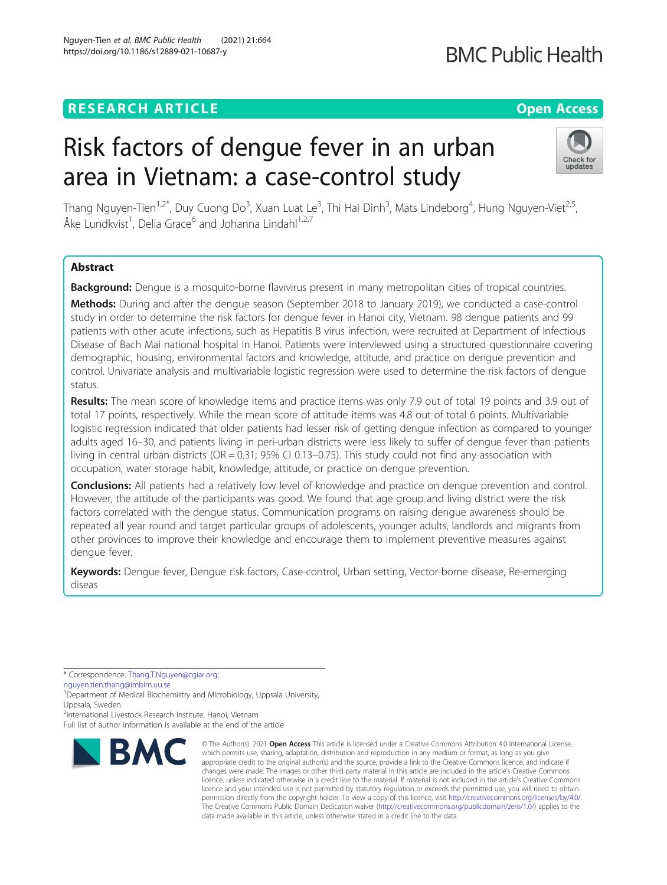RESEARCH ARTICLE

Open Access

# Risk factors of dengue fever in an urban area in Vietnam: a case-control study

Thang Nguyen-Tien[1,2*], Duy Cuong Do[3], Xuan Luat Le[3], Thi Hai Dinh[3], Mats Lindeborg[4], Hung Nguyen-Viet[2,5], Åke Lundkvist[1], Delia Grace[6] and Johanna Lindahl[1,2,7]

## Abstract

**Background:** Dengue is a mosquito-borne flavivirus present in many metropolitan cities of tropical countries.

**Methods:** During and after the dengue season (September 2018 to January 2019), we conducted a case-control study in order to determine the risk factors for dengue fever in Hanoi city, Vietnam. 98 dengue patients and 99 patients with other acute infections, such as Hepatitis B virus infection, were recruited at Department of Infectious Disease of Bach Mai national hospital in Hanoi. Patients were interviewed using a structured questionnaire covering demographic, housing, environmental factors and knowledge, attitude, and practice on dengue prevention and control. Univariate analysis and multivariable logistic regression were used to determine the risk factors of dengue status.

**Results:** The mean score of knowledge items and practice items was only 7.9 out of total 19 points and 3.9 out of total 17 points, respectively. While the mean score of attitude items was 4.8 out of total 6 points. Multivariable logistic regression indicated that older patients had lesser risk of getting dengue infection as compared to younger adults aged 16–30, and patients living in peri-urban districts were less likely to suffer of dengue fever than patients living in central urban districts (OR = 0.31; 95% CI 0.13–0.75). This study could not find any association with occupation, water storage habit, knowledge, attitude, or practice on dengue prevention.

**Conclusions:** All patients had a relatively low level of knowledge and practice on dengue prevention and control. However, the attitude of the participants was good. We found that age group and living district were the risk factors correlated with the dengue status. Communication programs on raising dengue awareness should be repeated all year round and target particular groups of adolescents, younger adults, landlords and migrants from other provinces to improve their knowledge and encourage them to implement preventive measures against dengue fever.

**Keywords:** Dengue fever, Dengue risk factors, Case-control, Urban setting, Vector-borne disease, Re-emerging diseas

---

* Correspondence: Thang.T.Nguyen@cgiar.org; nguyen.tien.thang@imbim.uu.se

[1]Department of Medical Biochemistry and Microbiology, Uppsala University, Uppsala, Sweden

[2]International Livestock Research Institute, Hanoi, Vietnam

Full list of author information is available at the end of the article

© The Author(s). 2021 **Open Access** This article is licensed under a Creative Commons Attribution 4.0 International License, which permits use, sharing, adaptation, distribution and reproduction in any medium or format, as long as you give appropriate credit to the original author(s) and the source, provide a link to the Creative Commons licence, and indicate if changes were made. The images or other third party material in this article are included in the article's Creative Commons licence, unless indicated otherwise in a credit line to the material. If material is not included in the article's Creative Commons licence and your intended use is not permitted by statutory regulation or exceeds the permitted use, you will need to obtain permission directly from the copyright holder. To view a copy of this licence, visit http://creativecommons.org/licenses/by/4.0/. The Creative Commons Public Domain Dedication waiver (http://creativecommons.org/publicdomain/zero/1.0/) applies to the data made available in this article, unless otherwise stated in a credit line to the data.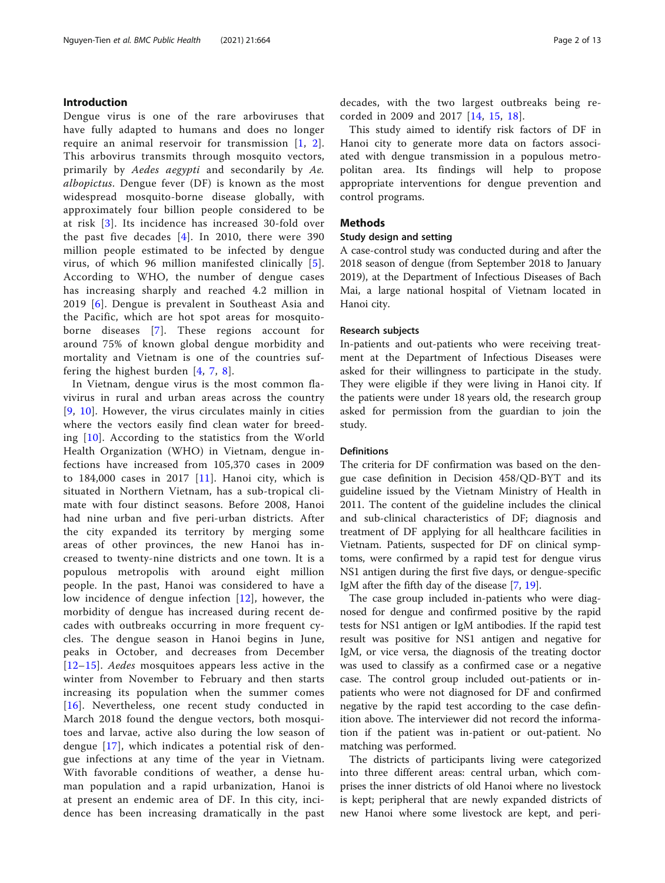## Introduction

Dengue virus is one of the rare arboviruses that have fully adapted to humans and does no longer require an animal reservoir for transmission [1, 2]. This arbovirus transmits through mosquito vectors, primarily by *Aedes aegypti* and secondarily by *Ae. albopictus*. Dengue fever (DF) is known as the most widespread mosquito-borne disease globally, with approximately four billion people considered to be at risk [3]. Its incidence has increased 30-fold over the past five decades [4]. In 2010, there were 390 million people estimated to be infected by dengue virus, of which 96 million manifested clinically [5]. According to WHO, the number of dengue cases has increasing sharply and reached 4.2 million in 2019 [6]. Dengue is prevalent in Southeast Asia and the Pacific, which are hot spot areas for mosquito-borne diseases [7]. These regions account for around 75% of known global dengue morbidity and mortality and Vietnam is one of the countries suffering the highest burden [4, 7, 8].

In Vietnam, dengue virus is the most common flavivirus in rural and urban areas across the country [9, 10]. However, the virus circulates mainly in cities where the vectors easily find clean water for breeding [10]. According to the statistics from the World Health Organization (WHO) in Vietnam, dengue infections have increased from 105,370 cases in 2009 to 184,000 cases in 2017 [11]. Hanoi city, which is situated in Northern Vietnam, has a sub-tropical climate with four distinct seasons. Before 2008, Hanoi had nine urban and five peri-urban districts. After the city expanded its territory by merging some areas of other provinces, the new Hanoi has increased to twenty-nine districts and one town. It is a populous metropolis with around eight million people. In the past, Hanoi was considered to have a low incidence of dengue infection [12], however, the morbidity of dengue has increased during recent decades with outbreaks occurring in more frequent cycles. The dengue season in Hanoi begins in June, peaks in October, and decreases from December [12–15]. *Aedes* mosquitoes appears less active in the winter from November to February and then starts increasing its population when the summer comes [16]. Nevertheless, one recent study conducted in March 2018 found the dengue vectors, both mosquitoes and larvae, active also during the low season of dengue [17], which indicates a potential risk of dengue infections at any time of the year in Vietnam. With favorable conditions of weather, a dense human population and a rapid urbanization, Hanoi is at present an endemic area of DF. In this city, incidence has been increasing dramatically in the past decades, with the two largest outbreaks being recorded in 2009 and 2017 [14, 15, 18].

This study aimed to identify risk factors of DF in Hanoi city to generate more data on factors associated with dengue transmission in a populous metropolitan area. Its findings will help to propose appropriate interventions for dengue prevention and control programs.

## Methods

### Study design and setting

A case-control study was conducted during and after the 2018 season of dengue (from September 2018 to January 2019), at the Department of Infectious Diseases of Bach Mai, a large national hospital of Vietnam located in Hanoi city.

### Research subjects

In-patients and out-patients who were receiving treatment at the Department of Infectious Diseases were asked for their willingness to participate in the study. They were eligible if they were living in Hanoi city. If the patients were under 18 years old, the research group asked for permission from the guardian to join the study.

### Definitions

The criteria for DF confirmation was based on the dengue case definition in Decision 458/QD-BYT and its guideline issued by the Vietnam Ministry of Health in 2011. The content of the guideline includes the clinical and sub-clinical characteristics of DF; diagnosis and treatment of DF applying for all healthcare facilities in Vietnam. Patients, suspected for DF on clinical symptoms, were confirmed by a rapid test for dengue virus NS1 antigen during the first five days, or dengue-specific IgM after the fifth day of the disease [7, 19].

The case group included in-patients who were diagnosed for dengue and confirmed positive by the rapid tests for NS1 antigen or IgM antibodies. If the rapid test result was positive for NS1 antigen and negative for IgM, or vice versa, the diagnosis of the treating doctor was used to classify as a confirmed case or a negative case. The control group included out-patients or in-patients who were not diagnosed for DF and confirmed negative by the rapid test according to the case definition above. The interviewer did not record the information if the patient was in-patient or out-patient. No matching was performed.

The districts of participants living were categorized into three different areas: central urban, which comprises the inner districts of old Hanoi where no livestock is kept; peripheral that are newly expanded districts of new Hanoi where some livestock are kept, and peri-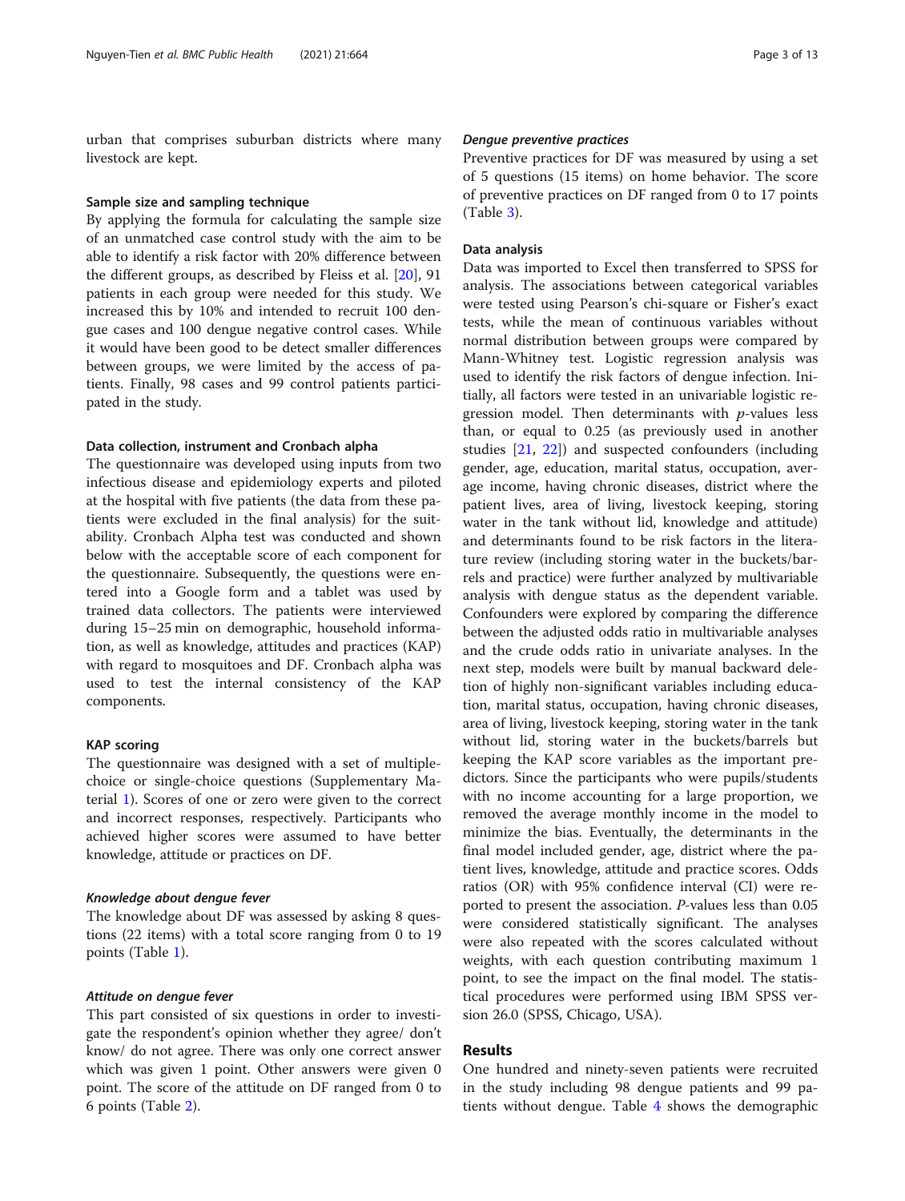urban that comprises suburban districts where many livestock are kept.

### Sample size and sampling technique

By applying the formula for calculating the sample size of an unmatched case control study with the aim to be able to identify a risk factor with 20% difference between the different groups, as described by Fleiss et al. [20], 91 patients in each group were needed for this study. We increased this by 10% and intended to recruit 100 dengue cases and 100 dengue negative control cases. While it would have been good to be detect smaller differences between groups, we were limited by the access of patients. Finally, 98 cases and 99 control patients participated in the study.

### Data collection, instrument and Cronbach alpha

The questionnaire was developed using inputs from two infectious disease and epidemiology experts and piloted at the hospital with five patients (the data from these patients were excluded in the final analysis) for the suitability. Cronbach Alpha test was conducted and shown below with the acceptable score of each component for the questionnaire. Subsequently, the questions were entered into a Google form and a tablet was used by trained data collectors. The patients were interviewed during 15–25 min on demographic, household information, as well as knowledge, attitudes and practices (KAP) with regard to mosquitoes and DF. Cronbach alpha was used to test the internal consistency of the KAP components.

### KAP scoring

The questionnaire was designed with a set of multiple-choice or single-choice questions (Supplementary Material 1). Scores of one or zero were given to the correct and incorrect responses, respectively. Participants who achieved higher scores were assumed to have better knowledge, attitude or practices on DF.

#### *Knowledge about dengue fever*

The knowledge about DF was assessed by asking 8 questions (22 items) with a total score ranging from 0 to 19 points (Table 1).

#### *Attitude on dengue fever*

This part consisted of six questions in order to investigate the respondent's opinion whether they agree/ don't know/ do not agree. There was only one correct answer which was given 1 point. Other answers were given 0 point. The score of the attitude on DF ranged from 0 to 6 points (Table 2).

#### *Dengue preventive practices*

Preventive practices for DF was measured by using a set of 5 questions (15 items) on home behavior. The score of preventive practices on DF ranged from 0 to 17 points (Table 3).

### Data analysis

Data was imported to Excel then transferred to SPSS for analysis. The associations between categorical variables were tested using Pearson's chi-square or Fisher's exact tests, while the mean of continuous variables without normal distribution between groups were compared by Mann-Whitney test. Logistic regression analysis was used to identify the risk factors of dengue infection. Initially, all factors were tested in an univariable logistic regression model. Then determinants with $p$-values less than, or equal to 0.25 (as previously used in another studies [21, 22]) and suspected confounders (including gender, age, education, marital status, occupation, average income, having chronic diseases, district where the patient lives, area of living, livestock keeping, storing water in the tank without lid, knowledge and attitude) and determinants found to be risk factors in the literature review (including storing water in the buckets/barrels and practice) were further analyzed by multivariable analysis with dengue status as the dependent variable. Confounders were explored by comparing the difference between the adjusted odds ratio in multivariable analyses and the crude odds ratio in univariate analyses. In the next step, models were built by manual backward deletion of highly non-significant variables including education, marital status, occupation, having chronic diseases, area of living, livestock keeping, storing water in the tank without lid, storing water in the buckets/barrels but keeping the KAP score variables as the important predictors. Since the participants who were pupils/students with no income accounting for a large proportion, we removed the average monthly income in the model to minimize the bias. Eventually, the determinants in the final model included gender, age, district where the patient lives, knowledge, attitude and practice scores. Odds ratios (OR) with 95% confidence interval (CI) were reported to present the association. $P$-values less than 0.05 were considered statistically significant. The analyses were also repeated with the scores calculated without weights, with each question contributing maximum 1 point, to see the impact on the final model. The statistical procedures were performed using IBM SPSS version 26.0 (SPSS, Chicago, USA).

## Results

One hundred and ninety-seven patients were recruited in the study including 98 dengue patients and 99 patients without dengue. Table 4 shows the demographic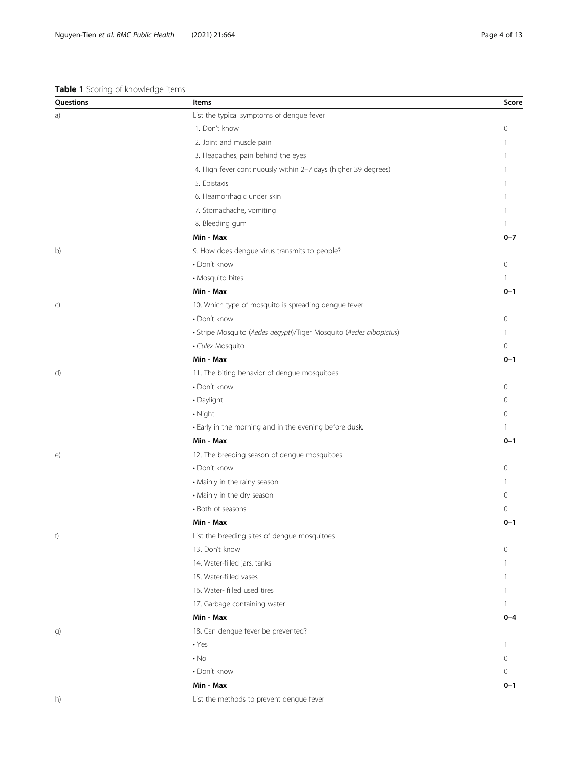**Table 1** Scoring of knowledge items

| Questions | Items | Score |
|---|---|---|
| a) | List the typical symptoms of dengue fever | |
| | 1. Don't know | 0 |
| | 2. Joint and muscle pain | 1 |
| | 3. Headaches, pain behind the eyes | 1 |
| | 4. High fever continuously within 2–7 days (higher 39 degrees) | 1 |
| | 5. Epistaxis | 1 |
| | 6. Heamorrhagic under skin | 1 |
| | 7. Stomachache, vomiting | 1 |
| | 8. Bleeding gum | 1 |
| | **Min - Max** | **0–7** |
| b) | 9. How does dengue virus transmits to people? | |
| | • Don't know | 0 |
| | • Mosquito bites | 1 |
| | **Min - Max** | **0–1** |
| c) | 10. Which type of mosquito is spreading dengue fever | |
| | • Don't know | 0 |
| | • Stripe Mosquito (*Aedes aegypti*)/Tiger Mosquito (*Aedes albopictus*) | 1 |
| | • *Culex* Mosquito | 0 |
| | **Min - Max** | **0–1** |
| d) | 11. The biting behavior of dengue mosquitoes | |
| | • Don't know | 0 |
| | • Daylight | 0 |
| | • Night | 0 |
| | • Early in the morning and in the evening before dusk. | 1 |
| | **Min - Max** | **0–1** |
| e) | 12. The breeding season of dengue mosquitoes | |
| | • Don't know | 0 |
| | • Mainly in the rainy season | 1 |
| | • Mainly in the dry season | 0 |
| | • Both of seasons | 0 |
| | **Min - Max** | **0–1** |
| f) | List the breeding sites of dengue mosquitoes | |
| | 13. Don't know | 0 |
| | 14. Water-filled jars, tanks | 1 |
| | 15. Water-filled vases | 1 |
| | 16. Water- filled used tires | 1 |
| | 17. Garbage containing water | 1 |
| | **Min - Max** | **0–4** |
| g) | 18. Can dengue fever be prevented? | |
| | • Yes | 1 |
| | • No | 0 |
| | • Don't know | 0 |
| | **Min - Max** | **0–1** |
| h) | List the methods to prevent dengue fever | |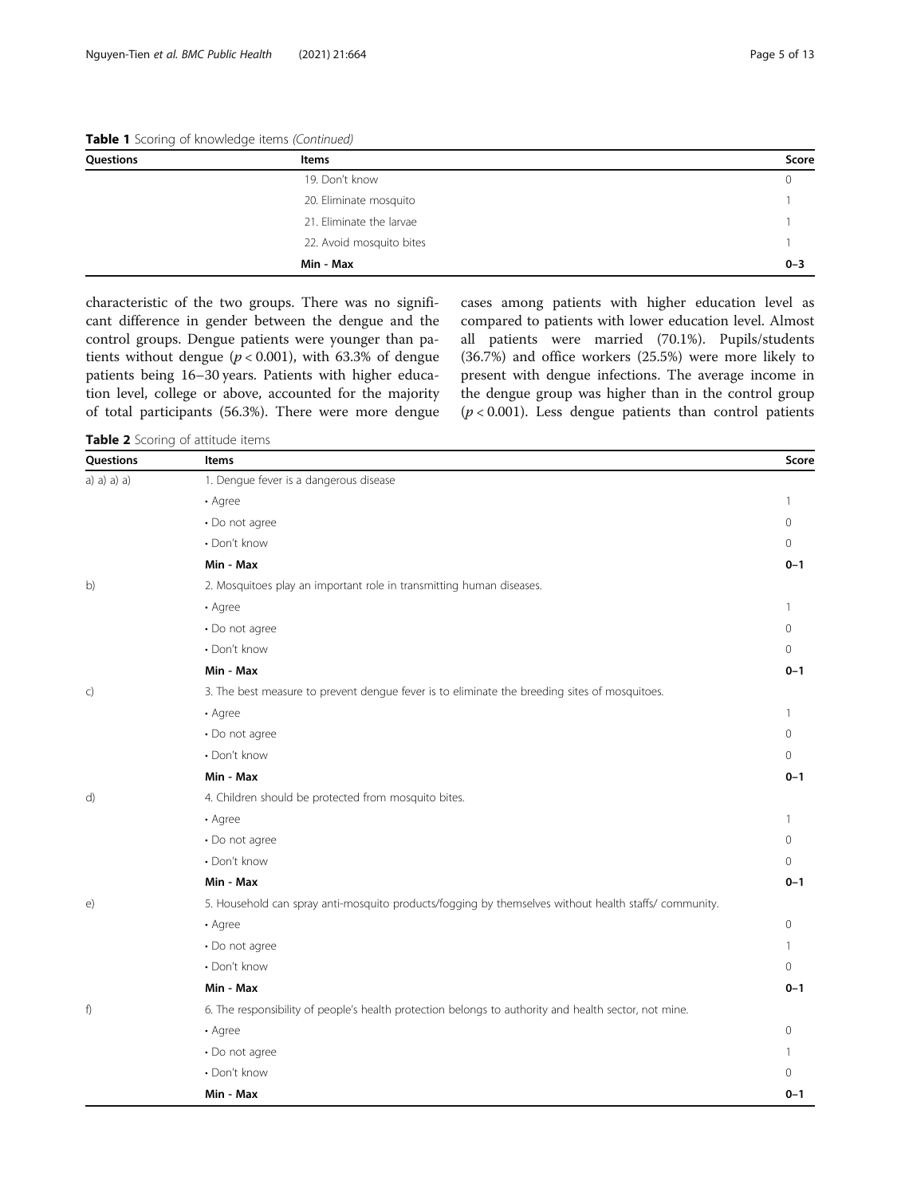**Table 1** Scoring of knowledge items *(Continued)*

| Questions | Items | Score |
|---|---|---|
| | 19. Don't know | 0 |
| | 20. Eliminate mosquito | 1 |
| | 21. Eliminate the larvae | 1 |
| | 22. Avoid mosquito bites | 1 |
| | **Min - Max** | **0–3** |

characteristic of the two groups. There was no significant difference in gender between the dengue and the control groups. Dengue patients were younger than patients without dengue ($p < 0.001$), with 63.3% of dengue patients being 16–30 years. Patients with higher education level, college or above, accounted for the majority of total participants (56.3%). There were more dengue cases among patients with higher education level as compared to patients with lower education level. Almost all patients were married (70.1%). Pupils/students (36.7%) and office workers (25.5%) were more likely to present with dengue infections. The average income in the dengue group was higher than in the control group ($p < 0.001$). Less dengue patients than control patients

**Table 2** Scoring of attitude items

| Questions | Items | Score |
|---|---|---|
| a) a) a) a) | 1. Dengue fever is a dangerous disease | |
| | • Agree | 1 |
| | • Do not agree | 0 |
| | • Don't know | 0 |
| | **Min - Max** | **0–1** |
| b) | 2. Mosquitoes play an important role in transmitting human diseases. | |
| | • Agree | 1 |
| | • Do not agree | 0 |
| | • Don't know | 0 |
| | **Min - Max** | **0–1** |
| c) | 3. The best measure to prevent dengue fever is to eliminate the breeding sites of mosquitoes. | |
| | • Agree | 1 |
| | • Do not agree | 0 |
| | • Don't know | 0 |
| | **Min - Max** | **0–1** |
| d) | 4. Children should be protected from mosquito bites. | |
| | • Agree | 1 |
| | • Do not agree | 0 |
| | • Don't know | 0 |
| | **Min - Max** | **0–1** |
| e) | 5. Household can spray anti-mosquito products/fogging by themselves without health staffs/ community. | |
| | • Agree | 0 |
| | • Do not agree | 1 |
| | • Don't know | 0 |
| | **Min - Max** | **0–1** |
| f) | 6. The responsibility of people's health protection belongs to authority and health sector, not mine. | |
| | • Agree | 0 |
| | • Do not agree | 1 |
| | • Don't know | 0 |
| | **Min - Max** | **0–1** |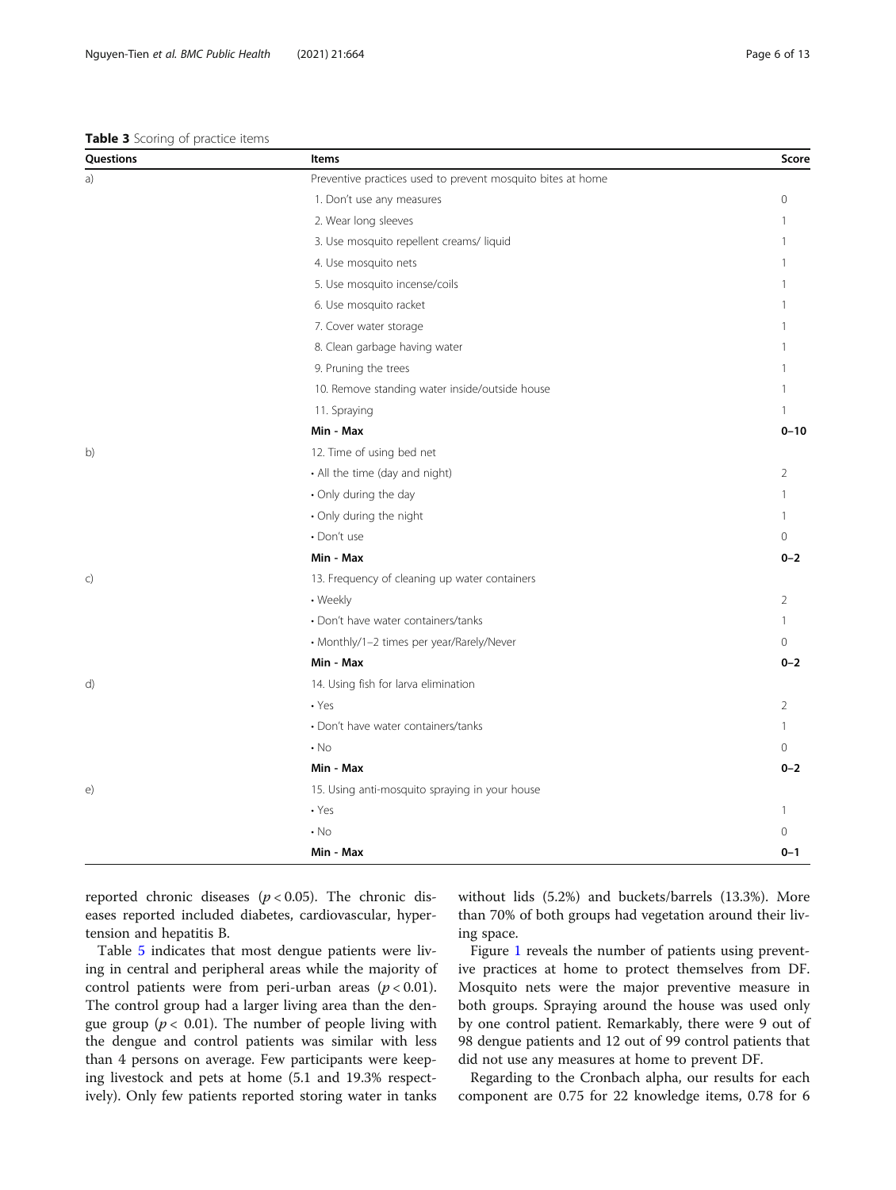**Table 3** Scoring of practice items

| Questions | Items | Score |
|---|---|---|
| a) | Preventive practices used to prevent mosquito bites at home | |
| | 1. Don't use any measures | 0 |
| | 2. Wear long sleeves | 1 |
| | 3. Use mosquito repellent creams/ liquid | 1 |
| | 4. Use mosquito nets | 1 |
| | 5. Use mosquito incense/coils | 1 |
| | 6. Use mosquito racket | 1 |
| | 7. Cover water storage | 1 |
| | 8. Clean garbage having water | 1 |
| | 9. Pruning the trees | 1 |
| | 10. Remove standing water inside/outside house | 1 |
| | 11. Spraying | 1 |
| | **Min - Max** | **0–10** |
| b) | 12. Time of using bed net | |
| | • All the time (day and night) | 2 |
| | • Only during the day | 1 |
| | • Only during the night | 1 |
| | • Don't use | 0 |
| | **Min - Max** | **0–2** |
| c) | 13. Frequency of cleaning up water containers | |
| | • Weekly | 2 |
| | • Don't have water containers/tanks | 1 |
| | • Monthly/1–2 times per year/Rarely/Never | 0 |
| | **Min - Max** | **0–2** |
| d) | 14. Using fish for larva elimination | |
| | • Yes | 2 |
| | • Don't have water containers/tanks | 1 |
| | • No | 0 |
| | **Min - Max** | **0–2** |
| e) | 15. Using anti-mosquito spraying in your house | |
| | • Yes | 1 |
| | • No | 0 |
| | **Min - Max** | **0–1** |

reported chronic diseases ($p < 0.05$). The chronic diseases reported included diabetes, cardiovascular, hypertension and hepatitis B.

Table 5 indicates that most dengue patients were living in central and peripheral areas while the majority of control patients were from peri-urban areas ($p < 0.01$). The control group had a larger living area than the dengue group ($p < 0.01$). The number of people living with the dengue and control patients was similar with less than 4 persons on average. Few participants were keeping livestock and pets at home (5.1 and 19.3% respectively). Only few patients reported storing water in tanks without lids (5.2%) and buckets/barrels (13.3%). More than 70% of both groups had vegetation around their living space.

Figure 1 reveals the number of patients using preventive practices at home to protect themselves from DF. Mosquito nets were the major preventive measure in both groups. Spraying around the house was used only by one control patient. Remarkably, there were 9 out of 98 dengue patients and 12 out of 99 control patients that did not use any measures at home to prevent DF.

Regarding to the Cronbach alpha, our results for each component are 0.75 for 22 knowledge items, 0.78 for 6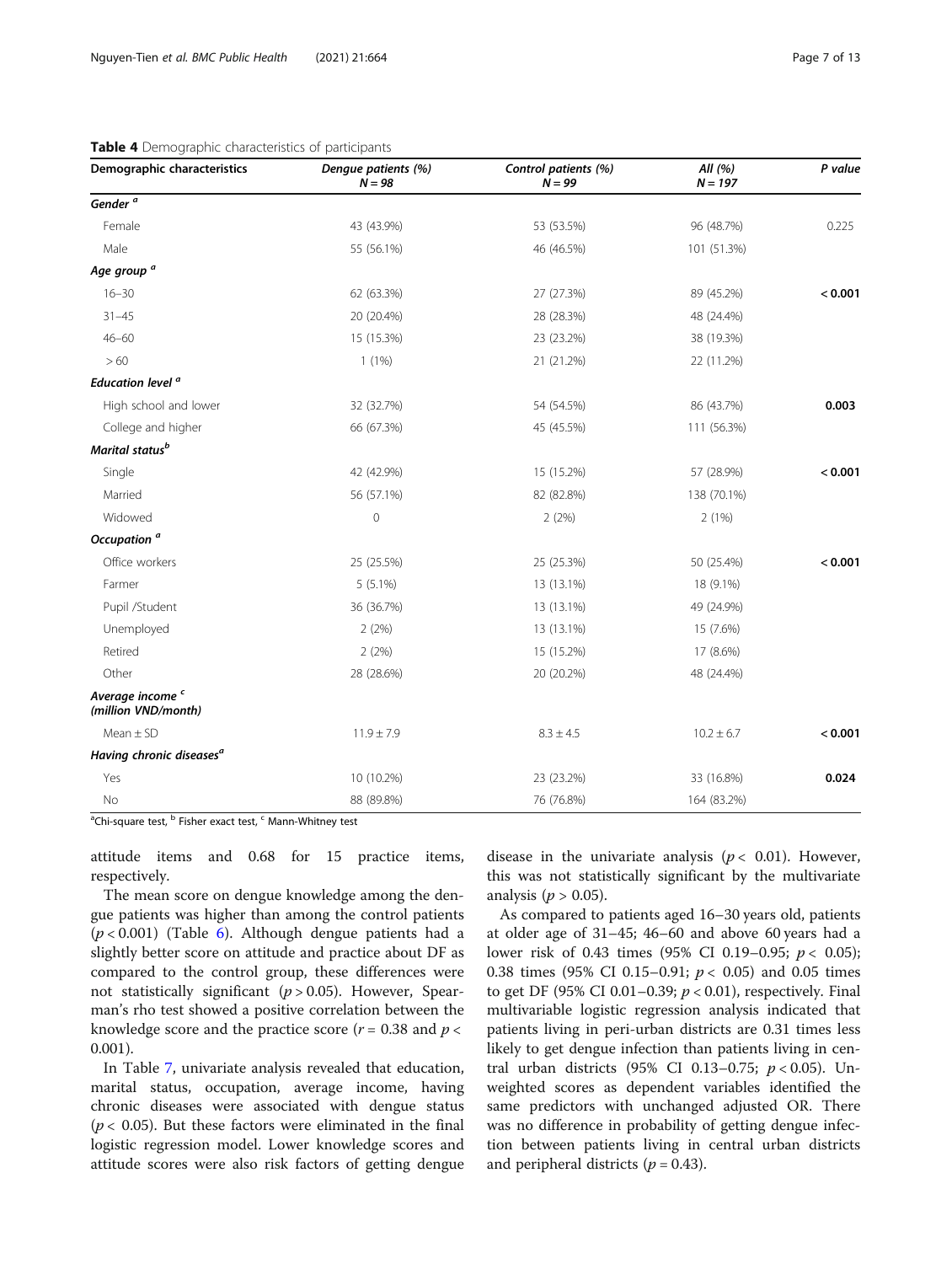**Table 4** Demographic characteristics of participants

| Demographic characteristics | Dengue patients (%) N = 98 | Control patients (%) N = 99 | All (%) N = 197 | P value |
|---|---|---|---|---|
| ***Gender*** [a] | | | | |
| Female | 43 (43.9%) | 53 (53.5%) | 96 (48.7%) | 0.225 |
| Male | 55 (56.1%) | 46 (46.5%) | 101 (51.3%) | |
| ***Age group*** [a] | | | | |
| 16–30 | 62 (63.3%) | 27 (27.3%) | 89 (45.2%) | **< 0.001** |
| 31–45 | 20 (20.4%) | 28 (28.3%) | 48 (24.4%) | |
| 46–60 | 15 (15.3%) | 23 (23.2%) | 38 (19.3%) | |
| > 60 | 1 (1%) | 21 (21.2%) | 22 (11.2%) | |
| ***Education level*** [a] | | | | |
| High school and lower | 32 (32.7%) | 54 (54.5%) | 86 (43.7%) | **0.003** |
| College and higher | 66 (67.3%) | 45 (45.5%) | 111 (56.3%) | |
| ***Marital status*** [b] | | | | |
| Single | 42 (42.9%) | 15 (15.2%) | 57 (28.9%) | **< 0.001** |
| Married | 56 (57.1%) | 82 (82.8%) | 138 (70.1%) | |
| Widowed | 0 | 2 (2%) | 2 (1%) | |
| ***Occupation*** [a] | | | | |
| Office workers | 25 (25.5%) | 25 (25.3%) | 50 (25.4%) | **< 0.001** |
| Farmer | 5 (5.1%) | 13 (13.1%) | 18 (9.1%) | |
| Pupil /Student | 36 (36.7%) | 13 (13.1%) | 49 (24.9%) | |
| Unemployed | 2 (2%) | 13 (13.1%) | 15 (7.6%) | |
| Retired | 2 (2%) | 15 (15.2%) | 17 (8.6%) | |
| Other | 28 (28.6%) | 20 (20.2%) | 48 (24.4%) | |
| ***Average income*** [c] ***(million VND/month)*** | | | | |
| Mean ± SD | 11.9 ± 7.9 | 8.3 ± 4.5 | 10.2 ± 6.7 | **< 0.001** |
| ***Having chronic diseases*** [a] | | | | |
| Yes | 10 (10.2%) | 23 (23.2%) | 33 (16.8%) | **0.024** |
| No | 88 (89.8%) | 76 (76.8%) | 164 (83.2%) | |

[a] Chi-square test, [b] Fisher exact test, [c] Mann-Whitney test

attitude items and 0.68 for 15 practice items, respectively.

The mean score on dengue knowledge among the dengue patients was higher than among the control patients ($p < 0.001$) (Table 6). Although dengue patients had a slightly better score on attitude and practice about DF as compared to the control group, these differences were not statistically significant ($p > 0.05$). However, Spearman's rho test showed a positive correlation between the knowledge score and the practice score ($r = 0.38$ and $p < 0.001$).

In Table 7, univariate analysis revealed that education, marital status, occupation, average income, having chronic diseases were associated with dengue status ($p < 0.05$). But these factors were eliminated in the final logistic regression model. Lower knowledge scores and attitude scores were also risk factors of getting dengue disease in the univariate analysis ($p < 0.01$). However, this was not statistically significant by the multivariate analysis ($p > 0.05$).

As compared to patients aged 16–30 years old, patients at older age of 31–45; 46–60 and above 60 years had a lower risk of 0.43 times (95% CI 0.19–0.95; $p < 0.05$); 0.38 times (95% CI 0.15–0.91; $p < 0.05$) and 0.05 times to get DF (95% CI 0.01–0.39; $p < 0.01$), respectively. Final multivariable logistic regression analysis indicated that patients living in peri-urban districts are 0.31 times less likely to get dengue infection than patients living in central urban districts (95% CI 0.13–0.75; $p < 0.05$). Unweighted scores as dependent variables identified the same predictors with unchanged adjusted OR. There was no difference in probability of getting dengue infection between patients living in central urban districts and peripheral districts ($p = 0.43$).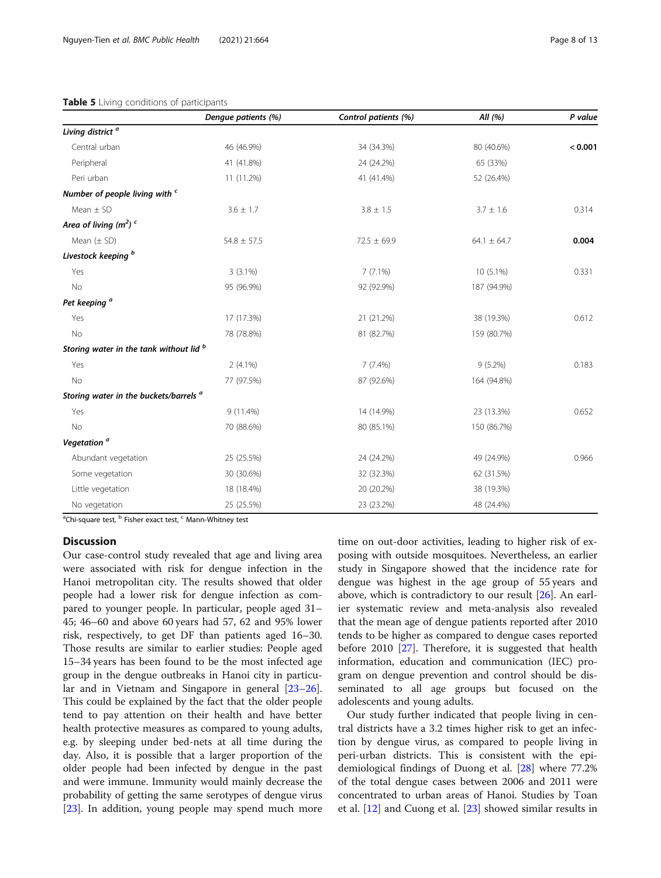**Table 5** Living conditions of participants

| | Dengue patients (%) | Control patients (%) | All (%) | P value |
|---|---|---|---|---|
| ***Living district*** [a] | | | | |
| Central urban | 46 (46.9%) | 34 (34.3%) | 80 (40.6%) | **< 0.001** |
| Peripheral | 41 (41.8%) | 24 (24.2%) | 65 (33%) | |
| Peri urban | 11 (11.2%) | 41 (41.4%) | 52 (26.4%) | |
| ***Number of people living with*** [c] | | | | |
| Mean ± SD | 3.6 ± 1.7 | 3.8 ± 1.5 | 3.7 ± 1.6 | 0.314 |
| ***Area of living ($m^2$)*** [c] | | | | |
| Mean (± SD) | 54.8 ± 57.5 | 72.5 ± 69.9 | 64.1 ± 64.7 | **0.004** |
| ***Livestock keeping*** [b] | | | | |
| Yes | 3 (3.1%) | 7 (7.1%) | 10 (5.1%) | 0.331 |
| No | 95 (96.9%) | 92 (92.9%) | 187 (94.9%) | |
| ***Pet keeping*** [a] | | | | |
| Yes | 17 (17.3%) | 21 (21.2%) | 38 (19.3%) | 0.612 |
| No | 78 (78.8%) | 81 (82.7%) | 159 (80.7%) | |
| ***Storing water in the tank without lid*** [b] | | | | |
| Yes | 2 (4.1%) | 7 (7.4%) | 9 (5.2%) | 0.183 |
| No | 77 (97.5%) | 87 (92.6%) | 164 (94.8%) | |
| ***Storing water in the buckets/barrels*** [a] | | | | |
| Yes | 9 (11.4%) | 14 (14.9%) | 23 (13.3%) | 0.652 |
| No | 70 (88.6%) | 80 (85.1%) | 150 (86.7%) | |
| ***Vegetation*** [a] | | | | |
| Abundant vegetation | 25 (25.5%) | 24 (24.2%) | 49 (24.9%) | 0.966 |
| Some vegetation | 30 (30.6%) | 32 (32.3%) | 62 (31.5%) | |
| Little vegetation | 18 (18.4%) | 20 (20.2%) | 38 (19.3%) | |
| No vegetation | 25 (25.5%) | 23 (23.2%) | 48 (24.4%) | |

[a]Chi-square test, [b] Fisher exact test, [c] Mann-Whitney test

## Discussion

Our case-control study revealed that age and living area were associated with risk for dengue infection in the Hanoi metropolitan city. The results showed that older people had a lower risk for dengue infection as compared to younger people. In particular, people aged 31–45; 46–60 and above 60 years had 57, 62 and 95% lower risk, respectively, to get DF than patients aged 16–30. Those results are similar to earlier studies: People aged 15–34 years has been found to be the most infected age group in the dengue outbreaks in Hanoi city in particular and in Vietnam and Singapore in general [23–26]. This could be explained by the fact that the older people tend to pay attention on their health and have better health protective measures as compared to young adults, e.g. by sleeping under bed-nets at all time during the day. Also, it is possible that a larger proportion of the older people had been infected by dengue in the past and were immune. Immunity would mainly decrease the probability of getting the same serotypes of dengue virus [23]. In addition, young people may spend much more time on out-door activities, leading to higher risk of exposing with outside mosquitoes. Nevertheless, an earlier study in Singapore showed that the incidence rate for dengue was highest in the age group of 55 years and above, which is contradictory to our result [26]. An earlier systematic review and meta-analysis also revealed that the mean age of dengue patients reported after 2010 tends to be higher as compared to dengue cases reported before 2010 [27]. Therefore, it is suggested that health information, education and communication (IEC) program on dengue prevention and control should be disseminated to all age groups but focused on the adolescents and young adults.

Our study further indicated that people living in central districts have a 3.2 times higher risk to get an infection by dengue virus, as compared to people living in peri-urban districts. This is consistent with the epidemiological findings of Duong et al. [28] where 77.2% of the total dengue cases between 2006 and 2011 were concentrated to urban areas of Hanoi. Studies by Toan et al. [12] and Cuong et al. [23] showed similar results in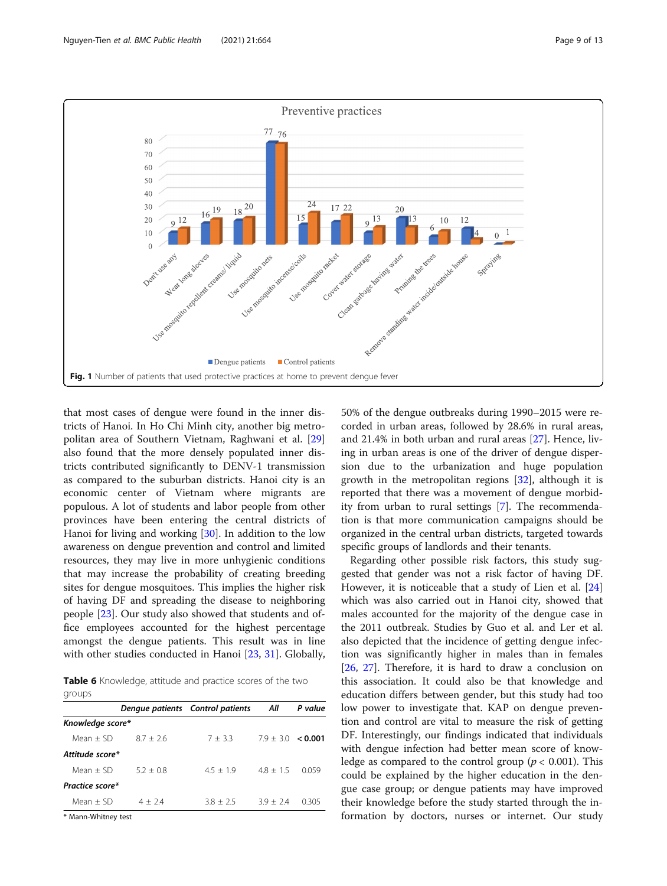**Fig. 1** Number of patients that used protective practices at home to prevent dengue fever

that most cases of dengue were found in the inner districts of Hanoi. In Ho Chi Minh city, another big metropolitan area of Southern Vietnam, Raghwani et al. [29] also found that the more densely populated inner districts contributed significantly to DENV-1 transmission as compared to the suburban districts. Hanoi city is an economic center of Vietnam where migrants are populous. A lot of students and labor people from other provinces have been entering the central districts of Hanoi for living and working [30]. In addition to the low awareness on dengue prevention and control and limited resources, they may live in more unhygienic conditions that may increase the probability of creating breeding sites for dengue mosquitoes. This implies the higher risk of having DF and spreading the disease to neighboring people [23]. Our study also showed that students and office employees accounted for the highest percentage amongst the dengue patients. This result was in line with other studies conducted in Hanoi [23, 31]. Globally, 50% of the dengue outbreaks during 1990–2015 were recorded in urban areas, followed by 28.6% in rural areas, and 21.4% in both urban and rural areas [27]. Hence, living in urban areas is one of the driver of dengue dispersion due to the urbanization and huge population growth in the metropolitan regions [32], although it is reported that there was a movement of dengue morbidity from urban to rural settings [7]. The recommendation is that more communication campaigns should be organized in the central urban districts, targeted towards specific groups of landlords and their tenants.

**Table 6** Knowledge, attitude and practice scores of the two groups

| | Dengue patients | Control patients | All | P value |
|---|---|---|---|---|
| ***Knowledge score**** | | | | |
| Mean ± SD | 8.7 ± 2.6 | 7 ± 3.3 | 7.9 ± 3.0 | **< 0.001** |
| ***Attitude score**** | | | | |
| Mean ± SD | 5.2 ± 0.8 | 4.5 ± 1.9 | 4.8 ± 1.5 | 0.059 |
| ***Practice score**** | | | | |
| Mean ± SD | 4 ± 2.4 | 3.8 ± 2.5 | 3.9 ± 2.4 | 0.305 |

\* Mann-Whitney test

Regarding other possible risk factors, this study suggested that gender was not a risk factor of having DF. However, it is noticeable that a study of Lien et al. [24] which was also carried out in Hanoi city, showed that males accounted for the majority of the dengue case in the 2011 outbreak. Studies by Guo et al. and Ler et al. also depicted that the incidence of getting dengue infection was significantly higher in males than in females [26, 27]. Therefore, it is hard to draw a conclusion on this association. It could also be that knowledge and education differs between gender, but this study had too low power to investigate that. KAP on dengue prevention and control are vital to measure the risk of getting DF. Interestingly, our findings indicated that individuals with dengue infection had better mean score of knowledge as compared to the control group ($p < 0.001$). This could be explained by the higher education in the dengue case group; or dengue patients may have improved their knowledge before the study started through the information by doctors, nurses or internet. Our study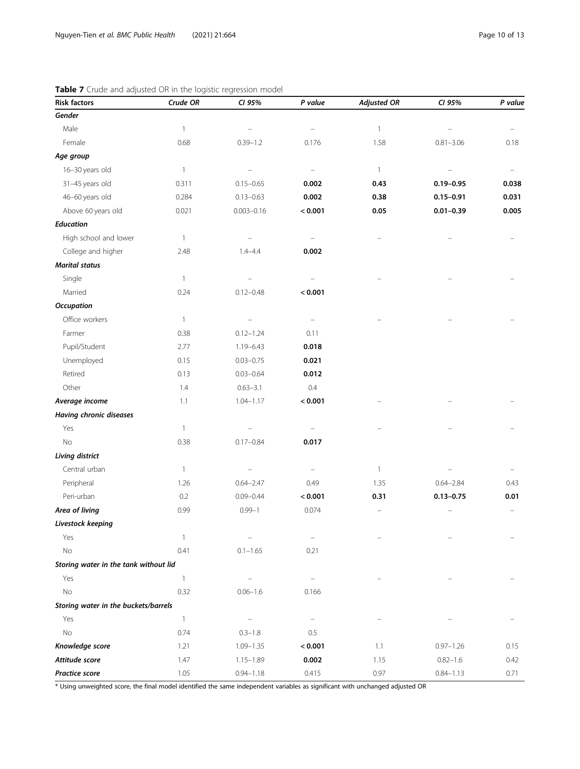**Table 7** Crude and adjusted OR in the logistic regression model

| Risk factors | Crude OR | CI 95% | P value | Adjusted OR | CI 95% | P value |
|---|---|---|---|---|---|---|
| ***Gender*** | | | | | | |
| Male | 1 | – | – | 1 | – | – |
| Female | 0.68 | 0.39–1.2 | 0.176 | 1.58 | 0.81–3.06 | 0.18 |
| ***Age group*** | | | | | | |
| 16–30 years old | 1 | – | – | 1 | – | – |
| 31–45 years old | 0.311 | 0.15–0.65 | **0.002** | **0.43** | **0.19–0.95** | **0.038** |
| 46–60 years old | 0.284 | 0.13–0.63 | **0.002** | **0.38** | **0.15–0.91** | **0.031** |
| Above 60 years old | 0.021 | 0.003–0.16 | **< 0.001** | **0.05** | **0.01–0.39** | **0.005** |
| ***Education*** | | | | | | |
| High school and lower | 1 | – | – | – | – | – |
| College and higher | 2.48 | 1.4–4.4 | **0.002** | | | |
| ***Marital status*** | | | | | | |
| Single | 1 | – | – | – | – | – |
| Married | 0.24 | 0.12–0.48 | **< 0.001** | | | |
| ***Occupation*** | | | | | | |
| Office workers | 1 | – | – | – | – | – |
| Farmer | 0.38 | 0.12–1.24 | 0.11 | | | |
| Pupil/Student | 2.77 | 1.19–6.43 | **0.018** | | | |
| Unemployed | 0.15 | 0.03–0.75 | **0.021** | | | |
| Retired | 0.13 | 0.03–0.64 | **0.012** | | | |
| Other | 1.4 | 0.63–3.1 | 0.4 | | | |
| ***Average income*** | 1.1 | 1.04–1.17 | **< 0.001** | – | – | – |
| ***Having chronic diseases*** | | | | | | |
| Yes | 1 | – | – | – | – | – |
| No | 0.38 | 0.17–0.84 | **0.017** | | | |
| ***Living district*** | | | | | | |
| Central urban | 1 | – | – | 1 | – | – |
| Peripheral | 1.26 | 0.64–2.47 | 0.49 | 1.35 | 0.64–2.84 | 0.43 |
| Peri-urban | 0.2 | 0.09–0.44 | **< 0.001** | **0.31** | **0.13–0.75** | **0.01** |
| ***Area of living*** | 0.99 | 0.99–1 | 0.074 | – | – | – |
| ***Livestock keeping*** | | | | | | |
| Yes | 1 | – | – | – | – | – |
| No | 0.41 | 0.1–1.65 | 0.21 | | | |
| ***Storing water in the tank without lid*** | | | | | | |
| Yes | 1 | – | – | – | – | – |
| No | 0.32 | 0.06–1.6 | 0.166 | | | |
| ***Storing water in the buckets/barrels*** | | | | | | |
| Yes | 1 | – | – | – | – | – |
| No | 0.74 | 0.3–1.8 | 0.5 | | | |
| ***Knowledge score*** | 1.21 | 1.09–1.35 | **< 0.001** | 1.1 | 0.97–1.26 | 0.15 |
| ***Attitude score*** | 1.47 | 1.15–1.89 | **0.002** | 1.15 | 0.82–1.6 | 0.42 |
| ***Practice score*** | 1.05 | 0.94–1.18 | 0.415 | 0.97 | 0.84–1.13 | 0.71 |

* Using unweighted score, the final model identified the same independent variables as significant with unchanged adjusted OR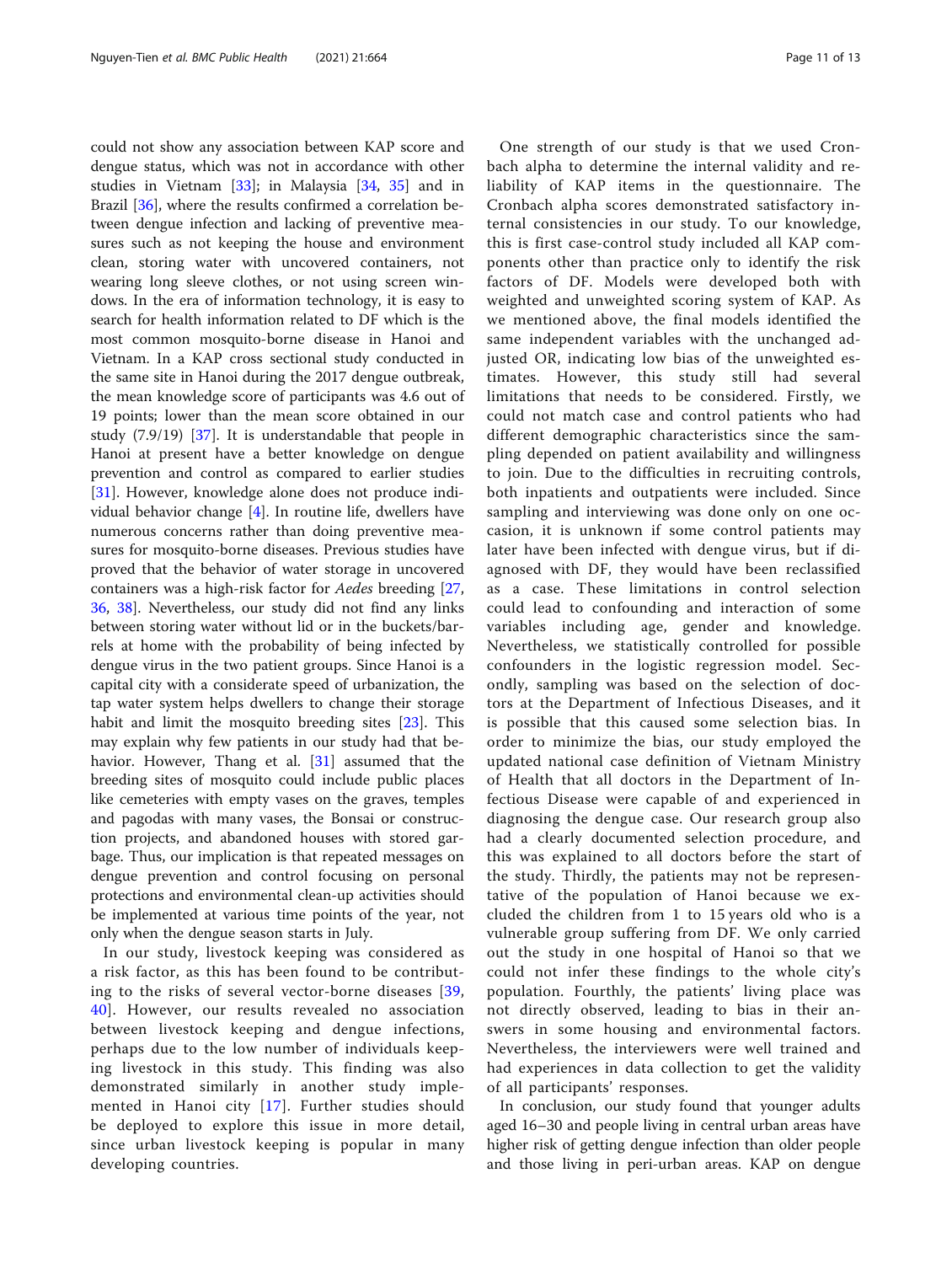could not show any association between KAP score and dengue status, which was not in accordance with other studies in Vietnam [33]; in Malaysia [34, 35] and in Brazil [36], where the results confirmed a correlation between dengue infection and lacking of preventive measures such as not keeping the house and environment clean, storing water with uncovered containers, not wearing long sleeve clothes, or not using screen windows. In the era of information technology, it is easy to search for health information related to DF which is the most common mosquito-borne disease in Hanoi and Vietnam. In a KAP cross sectional study conducted in the same site in Hanoi during the 2017 dengue outbreak, the mean knowledge score of participants was 4.6 out of 19 points; lower than the mean score obtained in our study (7.9/19) [37]. It is understandable that people in Hanoi at present have a better knowledge on dengue prevention and control as compared to earlier studies [31]. However, knowledge alone does not produce individual behavior change [4]. In routine life, dwellers have numerous concerns rather than doing preventive measures for mosquito-borne diseases. Previous studies have proved that the behavior of water storage in uncovered containers was a high-risk factor for *Aedes* breeding [27, 36, 38]. Nevertheless, our study did not find any links between storing water without lid or in the buckets/barrels at home with the probability of being infected by dengue virus in the two patient groups. Since Hanoi is a capital city with a considerate speed of urbanization, the tap water system helps dwellers to change their storage habit and limit the mosquito breeding sites [23]. This may explain why few patients in our study had that behavior. However, Thang et al. [31] assumed that the breeding sites of mosquito could include public places like cemeteries with empty vases on the graves, temples and pagodas with many vases, the Bonsai or construction projects, and abandoned houses with stored garbage. Thus, our implication is that repeated messages on dengue prevention and control focusing on personal protections and environmental clean-up activities should be implemented at various time points of the year, not only when the dengue season starts in July.

In our study, livestock keeping was considered as a risk factor, as this has been found to be contributing to the risks of several vector-borne diseases [39, 40]. However, our results revealed no association between livestock keeping and dengue infections, perhaps due to the low number of individuals keeping livestock in this study. This finding was also demonstrated similarly in another study implemented in Hanoi city [17]. Further studies should be deployed to explore this issue in more detail, since urban livestock keeping is popular in many developing countries.

One strength of our study is that we used Cronbach alpha to determine the internal validity and reliability of KAP items in the questionnaire. The Cronbach alpha scores demonstrated satisfactory internal consistencies in our study. To our knowledge, this is first case-control study included all KAP components other than practice only to identify the risk factors of DF. Models were developed both with weighted and unweighted scoring system of KAP. As we mentioned above, the final models identified the same independent variables with the unchanged adjusted OR, indicating low bias of the unweighted estimates. However, this study still had several limitations that needs to be considered. Firstly, we could not match case and control patients who had different demographic characteristics since the sampling depended on patient availability and willingness to join. Due to the difficulties in recruiting controls, both inpatients and outpatients were included. Since sampling and interviewing was done only on one occasion, it is unknown if some control patients may later have been infected with dengue virus, but if diagnosed with DF, they would have been reclassified as a case. These limitations in control selection could lead to confounding and interaction of some variables including age, gender and knowledge. Nevertheless, we statistically controlled for possible confounders in the logistic regression model. Secondly, sampling was based on the selection of doctors at the Department of Infectious Diseases, and it is possible that this caused some selection bias. In order to minimize the bias, our study employed the updated national case definition of Vietnam Ministry of Health that all doctors in the Department of Infectious Disease were capable of and experienced in diagnosing the dengue case. Our research group also had a clearly documented selection procedure, and this was explained to all doctors before the start of the study. Thirdly, the patients may not be representative of the population of Hanoi because we excluded the children from 1 to 15 years old who is a vulnerable group suffering from DF. We only carried out the study in one hospital of Hanoi so that we could not infer these findings to the whole city's population. Fourthly, the patients' living place was not directly observed, leading to bias in their answers in some housing and environmental factors. Nevertheless, the interviewers were well trained and had experiences in data collection to get the validity of all participants' responses.

In conclusion, our study found that younger adults aged 16–30 and people living in central urban areas have higher risk of getting dengue infection than older people and those living in peri-urban areas. KAP on dengue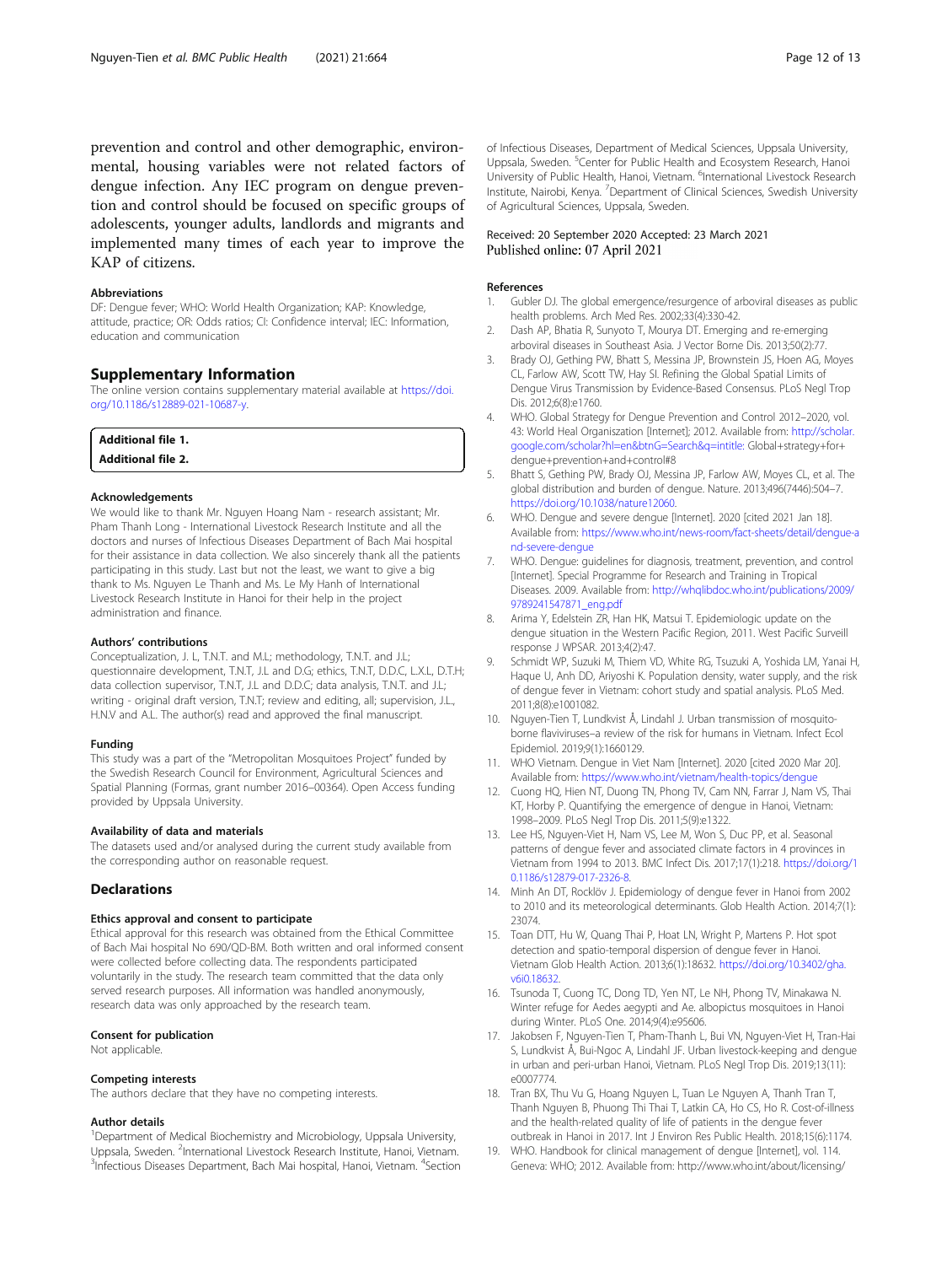prevention and control and other demographic, environmental, housing variables were not related factors of dengue infection. Any IEC program on dengue prevention and control should be focused on specific groups of adolescents, younger adults, landlords and migrants and implemented many times of each year to improve the KAP of citizens.

### Abbreviations

DF: Dengue fever; WHO: World Health Organization; KAP: Knowledge, attitude, practice; OR: Odds ratios; CI: Confidence interval; IEC: Information, education and communication

## Supplementary Information

The online version contains supplementary material available at https://doi.org/10.1186/s12889-021-10687-y.

**Additional file 1.**

**Additional file 2.**

### Acknowledgements

We would like to thank Mr. Nguyen Hoang Nam - research assistant; Mr. Pham Thanh Long - International Livestock Research Institute and all the doctors and nurses of Infectious Diseases Department of Bach Mai hospital for their assistance in data collection. We also sincerely thank all the patients participating in this study. Last but not the least, we want to give a big thank to Ms. Nguyen Le Thanh and Ms. Le My Hanh of International Livestock Research Institute in Hanoi for their help in the project administration and finance.

### Authors' contributions

Conceptualization, J. L, T.N.T. and M.L; methodology, T.N.T. and J.L; questionnaire development, T.N.T, J.L and D.G; ethics, T.N.T, D.D.C, L.X.L, D.T.H; data collection supervisor, T.N.T, J.L and D.D.C; data analysis, T.N.T. and J.L; writing - original draft version, T.N.T; review and editing, all; supervision, J.L., H.N.V and A.L. The author(s) read and approved the final manuscript.

### Funding

This study was a part of the "Metropolitan Mosquitoes Project" funded by the Swedish Research Council for Environment, Agricultural Sciences and Spatial Planning (Formas, grant number 2016–00364). Open Access funding provided by Uppsala University.

### Availability of data and materials

The datasets used and/or analysed during the current study available from the corresponding author on reasonable request.

## Declarations

### Ethics approval and consent to participate

Ethical approval for this research was obtained from the Ethical Committee of Bach Mai hospital No 690/QD-BM. Both written and oral informed consent were collected before collecting data. The respondents participated voluntarily in the study. The research team committed that the data only served research purposes. All information was handled anonymously, research data was only approached by the research team.

### Consent for publication

Not applicable.

### Competing interests

The authors declare that they have no competing interests.

### Author details

[1]Department of Medical Biochemistry and Microbiology, Uppsala University, Uppsala, Sweden. [2]International Livestock Research Institute, Hanoi, Vietnam. [3]Infectious Diseases Department, Bach Mai hospital, Hanoi, Vietnam. [4]Section of Infectious Diseases, Department of Medical Sciences, Uppsala University, Uppsala, Sweden. [5]Center for Public Health and Ecosystem Research, Hanoi University of Public Health, Hanoi, Vietnam. [6]International Livestock Research Institute, Nairobi, Kenya. [7]Department of Clinical Sciences, Swedish University of Agricultural Sciences, Uppsala, Sweden.

Received: 20 September 2020 Accepted: 23 March 2021
Published online: 07 April 2021

### References

1. Gubler DJ. The global emergence/resurgence of arboviral diseases as public health problems. Arch Med Res. 2002;33(4):330-42.
2. Dash AP, Bhatia R, Sunyoto T, Mourya DT. Emerging and re-emerging arboviral diseases in Southeast Asia. J Vector Borne Dis. 2013;50(2):77.
3. Brady OJ, Gething PW, Bhatt S, Messina JP, Brownstein JS, Hoen AG, Moyes CL, Farlow AW, Scott TW, Hay SI. Refining the Global Spatial Limits of Dengue Virus Transmission by Evidence-Based Consensus. PLoS Negl Trop Dis. 2012;6(8):e1760.
4. WHO. Global Strategy for Dengue Prevention and Control 2012–2020, vol. 43: World Heal Organization [Internet]; 2012. Available from: http://scholar.google.com/scholar?hl=en&btnG=Search&q=intitle: Global+strategy+for+dengue+prevention+and+control#8
5. Bhatt S, Gething PW, Brady OJ, Messina JP, Farlow AW, Moyes CL, et al. The global distribution and burden of dengue. Nature. 2013;496(7446):504–7. https://doi.org/10.1038/nature12060.
6. WHO. Dengue and severe dengue [Internet]. 2020 [cited 2021 Jan 18]. Available from: https://www.who.int/news-room/fact-sheets/detail/dengue-and-severe-dengue
7. WHO. Dengue: guidelines for diagnosis, treatment, prevention, and control [Internet]. Special Programme for Research and Training in Tropical Diseases. 2009. Available from: http://whqlibdoc.who.int/publications/2009/9789241547871_eng.pdf
8. Arima Y, Edelstein ZR, Han HK, Matsui T. Epidemiologic update on the dengue situation in the Western Pacific Region, 2011. West Pacific Surveill response J WPSAR. 2013;4(2):47.
9. Schmidt WP, Suzuki M, Thiem VD, White RG, Tsuzuki A, Yoshida LM, Yanai H, Haque U, Anh DD, Ariyoshi K. Population density, water supply, and the risk of dengue fever in Vietnam: cohort study and spatial analysis. PLoS Med. 2011;8(8):e1001082.
10. Nguyen-Tien T, Lundkvist Å, Lindahl J. Urban transmission of mosquito-borne flaviviruses–a review of the risk for humans in Vietnam. Infect Ecol Epidemiol. 2019;9(1):1660129.
11. WHO Vietnam. Dengue in Viet Nam [Internet]. 2020 [cited 2020 Mar 20]. Available from: https://www.who.int/vietnam/health-topics/dengue
12. Cuong HQ, Hien NT, Duong TN, Phong TV, Cam NN, Farrar J, Nam VS, Thai KT, Horby P. Quantifying the emergence of dengue in Hanoi, Vietnam: 1998–2009. PLoS Negl Trop Dis. 2011;5(9):e1322.
13. Lee HS, Nguyen-Viet H, Nam VS, Lee M, Won S, Duc PP, et al. Seasonal patterns of dengue fever and associated climate factors in 4 provinces in Vietnam from 1994 to 2013. BMC Infect Dis. 2017;17(1):218. https://doi.org/10.1186/s12879-017-2326-8.
14. Minh An DT, Rocklöv J. Epidemiology of dengue fever in Hanoi from 2002 to 2010 and its meteorological determinants. Glob Health Action. 2014;7(1):23074.
15. Toan DTT, Hu W, Quang Thai P, Hoat LN, Wright P, Martens P. Hot spot detection and spatio-temporal dispersion of dengue fever in Hanoi. Vietnam Glob Health Action. 2013;6(1):18632. https://doi.org/10.3402/gha.v6i0.18632.
16. Tsunoda T, Cuong TC, Dong TD, Yen NT, Le NH, Phong TV, Minakawa N. Winter refuge for Aedes aegypti and Ae. albopictus mosquitoes in Hanoi during Winter. PLoS One. 2014;9(4):e95606.
17. Jakobsen F, Nguyen-Tien T, Pham-Thanh L, Bui VN, Nguyen-Viet H, Tran-Hai S, Lundkvist Å, Bui-Ngoc A, Lindahl JF. Urban livestock-keeping and dengue in urban and peri-urban Hanoi, Vietnam. PLoS Negl Trop Dis. 2019;13(11):e0007774.
18. Tran BX, Thu Vu G, Hoang Nguyen L, Tuan Le Nguyen A, Thanh Tran T, Thanh Nguyen B, Phuong Thi Thai T, Latkin CA, Ho CS, Ho R. Cost-of-illness and the health-related quality of life of patients in the dengue fever outbreak in Hanoi in 2017. Int J Environ Res Public Health. 2018;15(6):1174.
19. WHO. Handbook for clinical management of dengue [Internet], vol. 114. Geneva: WHO; 2012. Available from: http://www.who.int/about/licensing/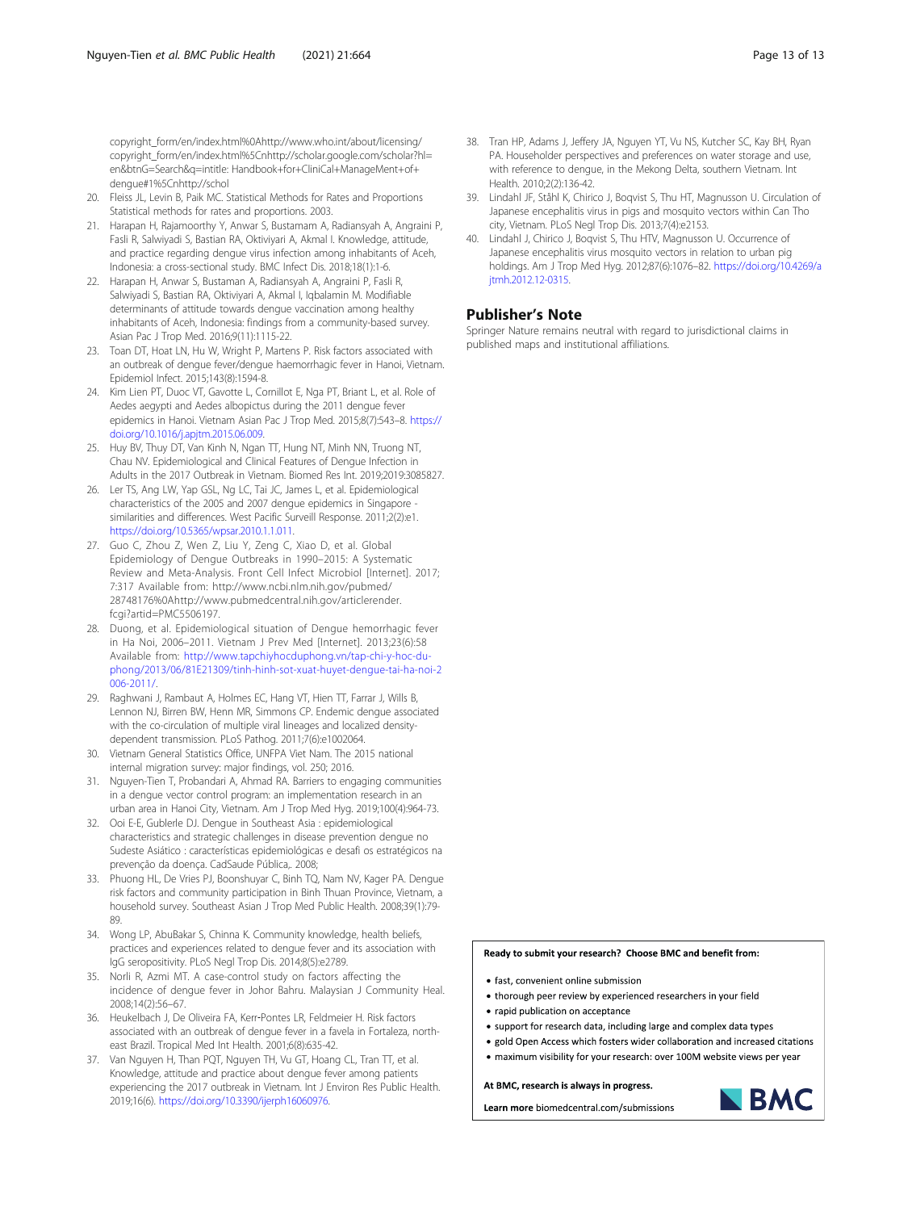copyright_form/en/index.html%0Ahttp://www.who.int/about/licensing/copyright_form/en/index.html%5Cnhttp://scholar.google.com/scholar?hl=en&btnG=Search&q=intitle: Handbook+for+CliniCal+ManageMent+of+dengue#1%5Cnhttp://schol

20. Fleiss JL, Levin B, Paik MC. Statistical Methods for Rates and Proportions Statistical methods for rates and proportions. 2003.
21. Harapan H, Rajamoorthy Y, Anwar S, Bustamam A, Radiansyah A, Angraini P, Fasli R, Salwiyadi S, Bastian RA, Oktiviyari A, Akmal I. Knowledge, attitude, and practice regarding dengue virus infection among inhabitants of Aceh, Indonesia: a cross-sectional study. BMC Infect Dis. 2018;18(1):1-6.
22. Harapan H, Anwar S, Bustaman A, Radiansyah A, Angraini P, Fasli R, Salwiyadi S, Bastian RA, Oktiviyari A, Akmal I, Iqbalamin M. Modifiable determinants of attitude towards dengue vaccination among healthy inhabitants of Aceh, Indonesia: findings from a community-based survey. Asian Pac J Trop Med. 2016;9(11):1115-22.
23. Toan DT, Hoat LN, Hu W, Wright P, Martens P. Risk factors associated with an outbreak of dengue fever/dengue haemorrhagic fever in Hanoi, Vietnam. Epidemiol Infect. 2015;143(8):1594-8.
24. Kim Lien PT, Duoc VT, Gavotte L, Cornillot E, Nga PT, Briant L, et al. Role of Aedes aegypti and Aedes albopictus during the 2011 dengue fever epidemics in Hanoi. Vietnam Asian Pac J Trop Med. 2015;8(7):543–8. https://doi.org/10.1016/j.apjtm.2015.06.009.
25. Huy BV, Thuy DT, Van Kinh N, Ngan TT, Hung NT, Minh NN, Truong NT, Chau NV. Epidemiological and Clinical Features of Dengue Infection in Adults in the 2017 Outbreak in Vietnam. Biomed Res Int. 2019;2019:3085827.
26. Ler TS, Ang LW, Yap GSL, Ng LC, Tai JC, James L, et al. Epidemiological characteristics of the 2005 and 2007 dengue epidemics in Singapore - similarities and differences. West Pacific Surveill Response. 2011;2(2):e1. https://doi.org/10.5365/wpsar.2010.1.1.011.
27. Guo C, Zhou Z, Wen Z, Liu Y, Zeng C, Xiao D, et al. Global Epidemiology of Dengue Outbreaks in 1990–2015: A Systematic Review and Meta-Analysis. Front Cell Infect Microbiol [Internet]. 2017; 7:317 Available from: http://www.ncbi.nlm.nih.gov/pubmed/28748176%0Ahttp://www.pubmedcentral.nih.gov/articlerender.fcgi?artid=PMC5506197.
28. Duong, et al. Epidemiological situation of Dengue hemorrhagic fever in Ha Noi, 2006–2011. Vietnam J Prev Med [Internet]. 2013;23(6):58 Available from: http://www.tapchiyhocduphong.vn/tap-chi-y-hoc-du-phong/2013/06/81E21309/tinh-hinh-sot-xuat-huyet-dengue-tai-ha-noi-2006-2011/.
29. Raghwani J, Rambaut A, Holmes EC, Hang VT, Hien TT, Farrar J, Wills B, Lennon NJ, Birren BW, Henn MR, Simmons CP. Endemic dengue associated with the co-circulation of multiple viral lineages and localized density-dependent transmission. PLoS Pathog. 2011;7(6):e1002064.
30. Vietnam General Statistics Office, UNFPA Viet Nam. The 2015 national internal migration survey: major findings, vol. 250; 2016.
31. Nguyen-Tien T, Probandari A, Ahmad RA. Barriers to engaging communities in a dengue vector control program: an implementation research in an urban area in Hanoi City, Vietnam. Am J Trop Med Hyg. 2019;100(4):964-73.
32. Ooi E-E, Gublerle DJ. Dengue in Southeast Asia : epidemiological characteristics and strategic challenges in disease prevention dengue no Sudeste Asiático : características epidemiológicas e desafi os estratégicos na prevenção da doença. CadSaude Pública,. 2008;
33. Phuong HL, De Vries PJ, Boonshuyar C, Binh TQ, Nam NV, Kager PA. Dengue risk factors and community participation in Binh Thuan Province, Vietnam, a household survey. Southeast Asian J Trop Med Public Health. 2008;39(1):79-89.
34. Wong LP, AbuBakar S, Chinna K. Community knowledge, health beliefs, practices and experiences related to dengue fever and its association with IgG seropositivity. PLoS Negl Trop Dis. 2014;8(5):e2789.
35. Norli R, Azmi MT. A case-control study on factors affecting the incidence of dengue fever in Johor Bahru. Malaysian J Community Heal. 2008;14(2):56–67.
36. Heukelbach J, De Oliveira FA, Kerr-Pontes LR, Feldmeier H. Risk factors associated with an outbreak of dengue fever in a favela in Fortaleza, north-east Brazil. Tropical Med Int Health. 2001;6(8):635-42.
37. Van Nguyen H, Than PQT, Nguyen TH, Vu GT, Hoang CL, Tran TT, et al. Knowledge, attitude and practice about dengue fever among patients experiencing the 2017 outbreak in Vietnam. Int J Environ Res Public Health. 2019;16(6). https://doi.org/10.3390/ijerph16060976.
38. Tran HP, Adams J, Jeffery JA, Nguyen YT, Vu NS, Kutcher SC, Kay BH, Ryan PA. Householder perspectives and preferences on water storage and use, with reference to dengue, in the Mekong Delta, southern Vietnam. Int Health. 2010;2(2):136-42.
39. Lindahl JF, Ståhl K, Chirico J, Boqvist S, Thu HT, Magnusson U. Circulation of Japanese encephalitis virus in pigs and mosquito vectors within Can Tho city, Vietnam. PLoS Negl Trop Dis. 2013;7(4):e2153.
40. Lindahl J, Chirico J, Boqvist S, Thu HTV, Magnusson U. Occurrence of Japanese encephalitis virus mosquito vectors in relation to urban pig holdings. Am J Trop Med Hyg. 2012;87(6):1076–82. https://doi.org/10.4269/ajtmh.2012.12-0315.

## Publisher's Note

Springer Nature remains neutral with regard to jurisdictional claims in published maps and institutional affiliations.

**Ready to submit your research? Choose BMC and benefit from:**

- fast, convenient online submission
- thorough peer review by experienced researchers in your field
- rapid publication on acceptance
- support for research data, including large and complex data types
- gold Open Access which fosters wider collaboration and increased citations
- maximum visibility for your research: over 100M website views per year

**At BMC, research is always in progress.**

**Learn more** biomedcentral.com/submissions

BMC